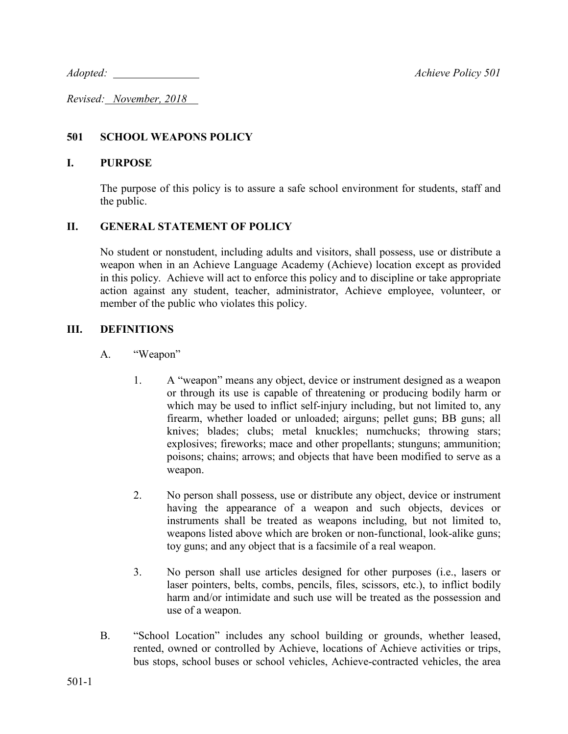*Adopted:* \_\_\_\_\_\_\_\_\_\_\_\_\_\_\_\_ *Achieve Policy 501*

*Revised: November, 2018*

## 501 SCHOOL WEAPONS POLICY

### I. PURPOSE

The purpose of this policy is to assure a safe school environment for students, staff and the public.

### II. GENERAL STATEMENT OF POLICY

No student or nonstudent, including adults and visitors, shall possess, use or distribute a weapon when in an Achieve Language Academy (Achieve) location except as provided in this policy. Achieve will act to enforce this policy and to discipline or take appropriate action against any student, teacher, administrator, Achieve employee, volunteer, or member of the public who violates this policy.

### III. DEFINITIONS

A. "Weapon"

1. A "weapon" means any object, device or instrument designed as a weapon or through its use is capable of threatening or producing bodily harm or which may be used to inflict self-injury including, but not limited to, any firearm, whether loaded or unloaded; airguns; pellet guns; BB guns; all knives; blades; clubs; metal knuckles; numchucks; throwing stars; explosives; fireworks; mace and other propellants; stunguns; ammunition; poisons; chains; arrows; and objects that have been modified to serve as a weapon.

2. No person shall possess, use or distribute any object, device or instrument having the appearance of a weapon and such objects, devices or instruments shall be treated as weapons including, but not limited to, weapons listed above which are broken or non-functional, look-alike guns; toy guns; and any object that is a facsimile of a real weapon.

3. No person shall use articles designed for other purposes (i.e., lasers or laser pointers, belts, combs, pencils, files, scissors, etc.), to inflict bodily harm and/or intimidate and such use will be treated as the possession and use of a weapon.

B. "School Location" includes any school building or grounds, whether leased, rented, owned or controlled by Achieve, locations of Achieve activities or trips, bus stops, school buses or school vehicles, Achieve-contracted vehicles, the area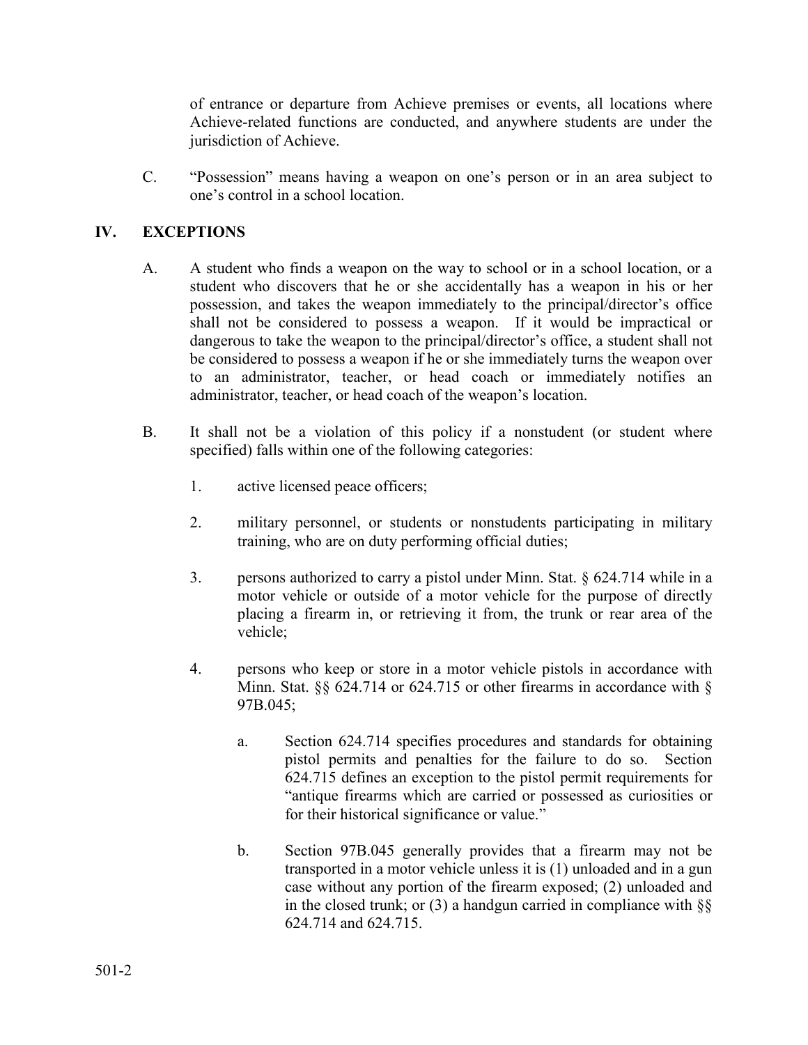of entrance or departure from Achieve premises or events, all locations where Achieve-related functions are conducted, and anywhere students are under the jurisdiction of Achieve.

C. "Possession" means having a weapon on one's person or in an area subject to one's control in a school location.

## IV. EXCEPTIONS

A. A student who finds a weapon on the way to school or in a school location, or a student who discovers that he or she accidentally has a weapon in his or her possession, and takes the weapon immediately to the principal/director's office shall not be considered to possess a weapon. If it would be impractical or dangerous to take the weapon to the principal/director's office, a student shall not be considered to possess a weapon if he or she immediately turns the weapon over to an administrator, teacher, or head coach or immediately notifies an administrator, teacher, or head coach of the weapon's location.

B. It shall not be a violation of this policy if a nonstudent (or student where specified) falls within one of the following categories:

1. active licensed peace officers;

2. military personnel, or students or nonstudents participating in military training, who are on duty performing official duties;

3. persons authorized to carry a pistol under Minn. Stat. § 624.714 while in a motor vehicle or outside of a motor vehicle for the purpose of directly placing a firearm in, or retrieving it from, the trunk or rear area of the vehicle;

4. persons who keep or store in a motor vehicle pistols in accordance with Minn. Stat. §§ 624.714 or 624.715 or other firearms in accordance with § 97B.045;

   a. Section 624.714 specifies procedures and standards for obtaining pistol permits and penalties for the failure to do so. Section 624.715 defines an exception to the pistol permit requirements for "antique firearms which are carried or possessed as curiosities or for their historical significance or value."

   b. Section 97B.045 generally provides that a firearm may not be transported in a motor vehicle unless it is (1) unloaded and in a gun case without any portion of the firearm exposed; (2) unloaded and in the closed trunk; or (3) a handgun carried in compliance with §§ 624.714 and 624.715.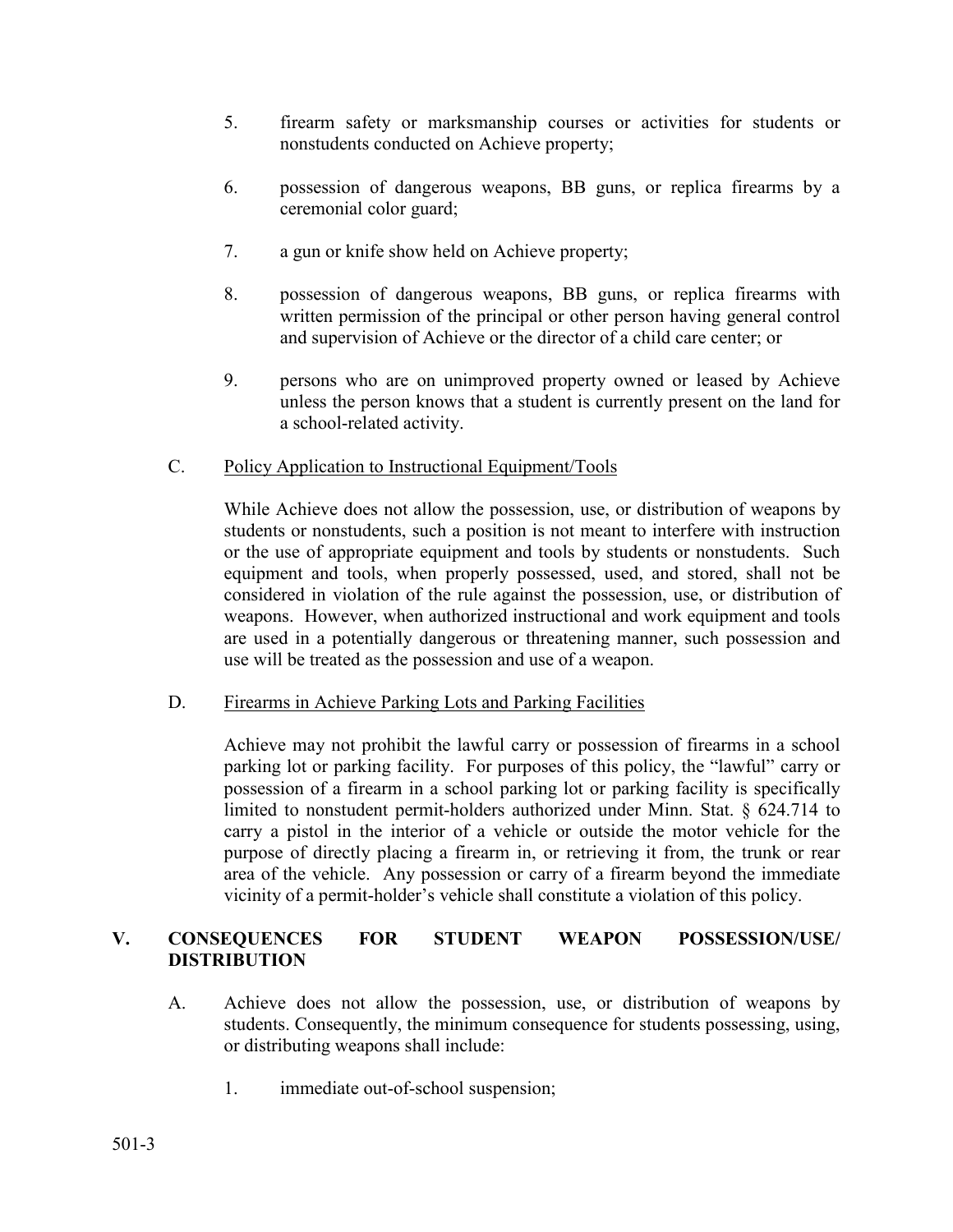5. firearm safety or marksmanship courses or activities for students or nonstudents conducted on Achieve property;

6. possession of dangerous weapons, BB guns, or replica firearms by a ceremonial color guard;

7. a gun or knife show held on Achieve property;

8. possession of dangerous weapons, BB guns, or replica firearms with written permission of the principal or other person having general control and supervision of Achieve or the director of a child care center; or

9. persons who are on unimproved property owned or leased by Achieve unless the person knows that a student is currently present on the land for a school-related activity.

C. <u>Policy Application to Instructional Equipment/Tools</u>

While Achieve does not allow the possession, use, or distribution of weapons by students or nonstudents, such a position is not meant to interfere with instruction or the use of appropriate equipment and tools by students or nonstudents. Such equipment and tools, when properly possessed, used, and stored, shall not be considered in violation of the rule against the possession, use, or distribution of weapons. However, when authorized instructional and work equipment and tools are used in a potentially dangerous or threatening manner, such possession and use will be treated as the possession and use of a weapon.

D. <u>Firearms in Achieve Parking Lots and Parking Facilities</u>

Achieve may not prohibit the lawful carry or possession of firearms in a school parking lot or parking facility. For purposes of this policy, the "lawful" carry or possession of a firearm in a school parking lot or parking facility is specifically limited to nonstudent permit-holders authorized under Minn. Stat. § 624.714 to carry a pistol in the interior of a vehicle or outside the motor vehicle for the purpose of directly placing a firearm in, or retrieving it from, the trunk or rear area of the vehicle. Any possession or carry of a firearm beyond the immediate vicinity of a permit-holder's vehicle shall constitute a violation of this policy.

## V. CONSEQUENCES FOR STUDENT WEAPON POSSESSION/USE/DISTRIBUTION

A. Achieve does not allow the possession, use, or distribution of weapons by students. Consequently, the minimum consequence for students possessing, using, or distributing weapons shall include:

1. immediate out-of-school suspension;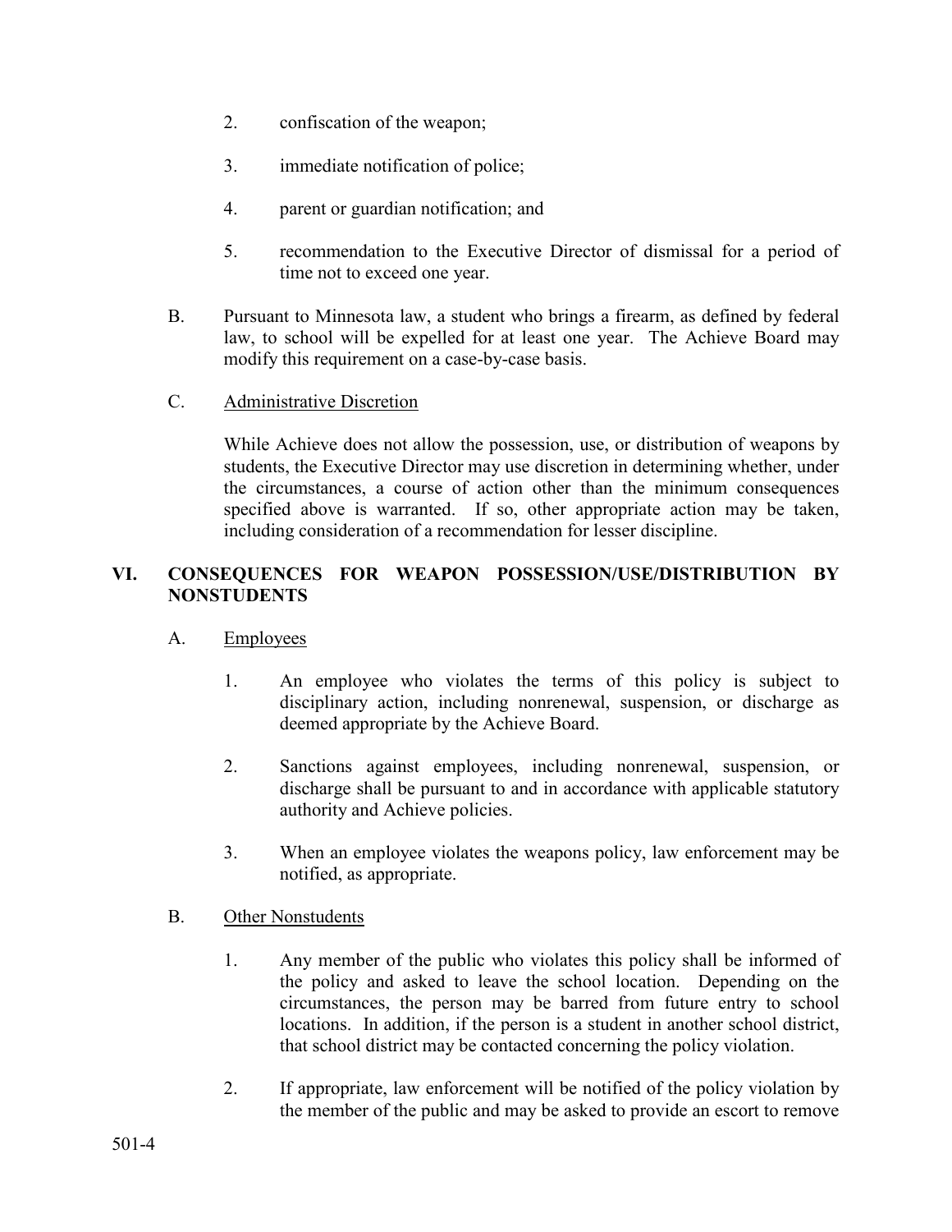2. confiscation of the weapon;

3. immediate notification of police;

4. parent or guardian notification; and

5. recommendation to the Executive Director of dismissal for a period of time not to exceed one year.

B. Pursuant to Minnesota law, a student who brings a firearm, as defined by federal law, to school will be expelled for at least one year. The Achieve Board may modify this requirement on a case-by-case basis.

C. <u>Administrative Discretion</u>

While Achieve does not allow the possession, use, or distribution of weapons by students, the Executive Director may use discretion in determining whether, under the circumstances, a course of action other than the minimum consequences specified above is warranted. If so, other appropriate action may be taken, including consideration of a recommendation for lesser discipline.

## VI. CONSEQUENCES FOR WEAPON POSSESSION/USE/DISTRIBUTION BY NONSTUDENTS

A. <u>Employees</u>

1. An employee who violates the terms of this policy is subject to disciplinary action, including nonrenewal, suspension, or discharge as deemed appropriate by the Achieve Board.

2. Sanctions against employees, including nonrenewal, suspension, or discharge shall be pursuant to and in accordance with applicable statutory authority and Achieve policies.

3. When an employee violates the weapons policy, law enforcement may be notified, as appropriate.

B. <u>Other Nonstudents</u>

1. Any member of the public who violates this policy shall be informed of the policy and asked to leave the school location. Depending on the circumstances, the person may be barred from future entry to school locations. In addition, if the person is a student in another school district, that school district may be contacted concerning the policy violation.

2. If appropriate, law enforcement will be notified of the policy violation by the member of the public and may be asked to provide an escort to remove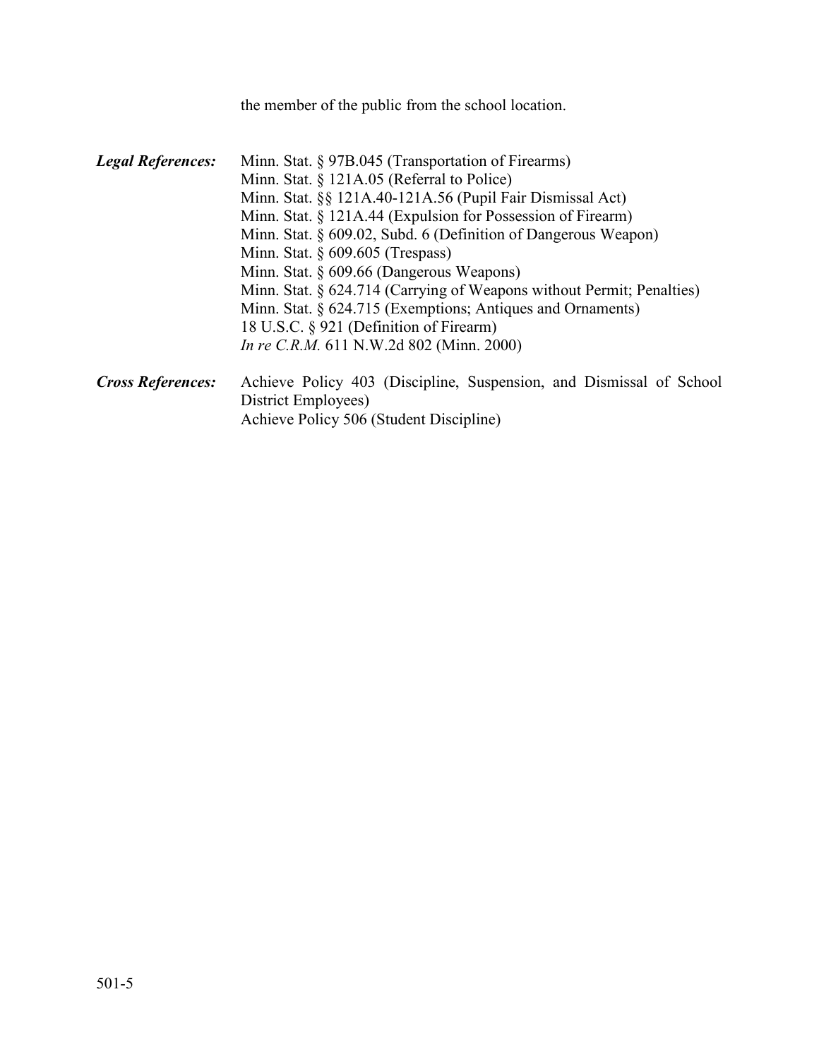the member of the public from the school location.

***Legal References:***

Minn. Stat. § 97B.045 (Transportation of Firearms)
Minn. Stat. § 121A.05 (Referral to Police)
Minn. Stat. §§ 121A.40-121A.56 (Pupil Fair Dismissal Act)
Minn. Stat. § 121A.44 (Expulsion for Possession of Firearm)
Minn. Stat. § 609.02, Subd. 6 (Definition of Dangerous Weapon)
Minn. Stat. § 609.605 (Trespass)
Minn. Stat. § 609.66 (Dangerous Weapons)
Minn. Stat. § 624.714 (Carrying of Weapons without Permit; Penalties)
Minn. Stat. § 624.715 (Exemptions; Antiques and Ornaments)
18 U.S.C. § 921 (Definition of Firearm)
*In re C.R.M.* 611 N.W.2d 802 (Minn. 2000)

***Cross References:***

Achieve Policy 403 (Discipline, Suspension, and Dismissal of School District Employees)
Achieve Policy 506 (Student Discipline)